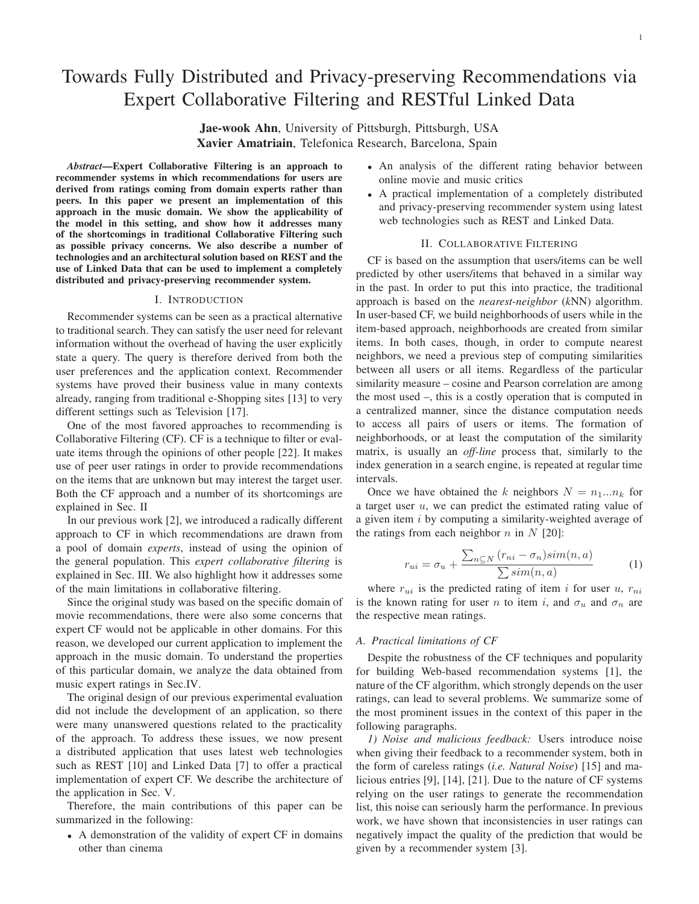# Towards Fully Distributed and Privacy-preserving Recommendations via Expert Collaborative Filtering and RESTful Linked Data

**Jae-wook Ahn**, University of Pittsburgh, Pittsburgh, USA
**Xavier Amatriain**, Telefonica Research, Barcelona, Spain

***Abstract*—Expert Collaborative Filtering is an approach to recommender systems in which recommendations for users are derived from ratings coming from domain experts rather than peers. In this paper we present an implementation of this approach in the music domain. We show the applicability of the model in this setting, and show how it addresses many of the shortcomings in traditional Collaborative Filtering such as possible privacy concerns. We also describe a number of technologies and an architectural solution based on REST and the use of Linked Data that can be used to implement a completely distributed and privacy-preserving recommender system.**

## I. Introduction

Recommender systems can be seen as a practical alternative to traditional search. They can satisfy the user need for relevant information without the overhead of having the user explicitly state a query. The query is therefore derived from both the user preferences and the application context. Recommender systems have proved their business value in many contexts already, ranging from traditional e-Shopping sites [13] to very different settings such as Television [17].

One of the most favored approaches to recommending is Collaborative Filtering (CF). CF is a technique to filter or evaluate items through the opinions of other people [22]. It makes use of peer user ratings in order to provide recommendations on the items that are unknown but may interest the target user. Both the CF approach and a number of its shortcomings are explained in Sec. II

In our previous work [2], we introduced a radically different approach to CF in which recommendations are drawn from a pool of domain *experts*, instead of using the opinion of the general population. This *expert collaborative filtering* is explained in Sec. III. We also highlight how it addresses some of the main limitations in collaborative filtering.

Since the original study was based on the specific domain of movie recommendations, there were also some concerns that expert CF would not be applicable in other domains. For this reason, we developed our current application to implement the approach in the music domain. To understand the properties of this particular domain, we analyze the data obtained from music expert ratings in Sec.IV.

The original design of our previous experimental evaluation did not include the development of an application, so there were many unanswered questions related to the practicality of the approach. To address these issues, we now present a distributed application that uses latest web technologies such as REST [10] and Linked Data [7] to offer a practical implementation of expert CF. We describe the architecture of the application in Sec. V.

Therefore, the main contributions of this paper can be summarized in the following:

- A demonstration of the validity of expert CF in domains other than cinema
- An analysis of the different rating behavior between online movie and music critics
- A practical implementation of a completely distributed and privacy-preserving recommender system using latest web technologies such as REST and Linked Data.

## II. Collaborative Filtering

CF is based on the assumption that users/items can be well predicted by other users/items that behaved in a similar way in the past. In order to put this into practice, the traditional approach is based on the *nearest-neighbor* (*k*NN) algorithm. In user-based CF, we build neighborhoods of users while in the item-based approach, neighborhoods are created from similar items. In both cases, though, in order to compute nearest neighbors, we need a previous step of computing similarities between all users or all items. Regardless of the particular similarity measure – cosine and Pearson correlation are among the most used –, this is a costly operation that is computed in a centralized manner, since the distance computation needs to access all pairs of users or items. The formation of neighborhoods, or at least the computation of the similarity matrix, is usually an *off-line* process that, similarly to the index generation in a search engine, is repeated at regular time intervals.

Once we have obtained the $k$ neighbors $N = n_1 ... n_k$ for a target user $u$, we can predict the estimated rating value of a given item $i$ by computing a similarity-weighted average of the ratings from each neighbor $n$ in $N$ [20]:

$$r_{ui} = \sigma_u + \frac{\sum_{n \subseteq N} (r_{ni} - \sigma_n) sim(n, a)}{\sum sim(n, a)} \quad (1)$$

where $r_{ui}$ is the predicted rating of item $i$ for user $u$, $r_{ni}$ is the known rating for user $n$ to item $i$, and $\sigma_u$ and $\sigma_n$ are the respective mean ratings.

### A. Practical limitations of CF

Despite the robustness of the CF techniques and popularity for building Web-based recommendation systems [1], the nature of the CF algorithm, which strongly depends on the user ratings, can lead to several problems. We summarize some of the most prominent issues in the context of this paper in the following paragraphs.

*1) Noise and malicious feedback:* Users introduce noise when giving their feedback to a recommender system, both in the form of careless ratings (*i.e. Natural Noise*) [15] and malicious entries [9], [14], [21]. Due to the nature of CF systems relying on the user ratings to generate the recommendation list, this noise can seriously harm the performance. In previous work, we have shown that inconsistencies in user ratings can negatively impact the quality of the prediction that would be given by a recommender system [3].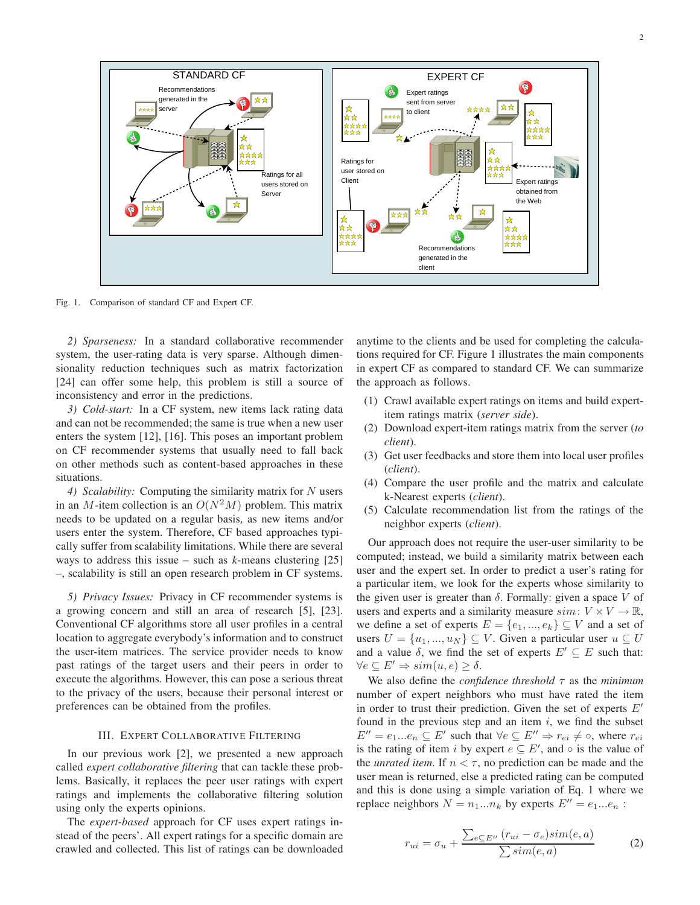Fig. 1. Comparison of standard CF and Expert CF.

*2) Sparseness:* In a standard collaborative recommender system, the user-rating data is very sparse. Although dimensionality reduction techniques such as matrix factorization [24] can offer some help, this problem is still a source of inconsistency and error in the predictions.

*3) Cold-start:* In a CF system, new items lack rating data and can not be recommended; the same is true when a new user enters the system [12], [16]. This poses an important problem on CF recommender systems that usually need to fall back on other methods such as content-based approaches in these situations.

*4) Scalability:* Computing the similarity matrix for $N$ users in an $M$-item collection is an $O(N^2M)$ problem. This matrix needs to be updated on a regular basis, as new items and/or users enter the system. Therefore, CF based approaches typically suffer from scalability limitations. While there are several ways to address this issue – such as $k$-means clustering [25] –, scalability is still an open research problem in CF systems.

*5) Privacy Issues:* Privacy in CF recommender systems is a growing concern and still an area of research [5], [23]. Conventional CF algorithms store all user profiles in a central location to aggregate everybody's information and to construct the user-item matrices. The service provider needs to know past ratings of the target users and their peers in order to execute the algorithms. However, this can pose a serious threat to the privacy of the users, because their personal interest or preferences can be obtained from the profiles.

## III. Expert Collaborative Filtering

In our previous work [2], we presented a new approach called *expert collaborative filtering* that can tackle these problems. Basically, it replaces the peer user ratings with expert ratings and implements the collaborative filtering solution using only the experts opinions.

The *expert-based* approach for CF uses expert ratings instead of the peers'. All expert ratings for a specific domain are crawled and collected. This list of ratings can be downloaded anytime to the clients and be used for completing the calculations required for CF. Figure 1 illustrates the main components in expert CF as compared to standard CF. We can summarize the approach as follows.

(1) Crawl available expert ratings on items and build expert-item ratings matrix (*server side*).
(2) Download expert-item ratings matrix from the server (*to client*).
(3) Get user feedbacks and store them into local user profiles (*client*).
(4) Compare the user profile and the matrix and calculate k-Nearest experts (*client*).
(5) Calculate recommendation list from the ratings of the neighbor experts (*client*).

Our approach does not require the user-user similarity to be computed; instead, we build a similarity matrix between each user and the expert set. In order to predict a user's rating for a particular item, we look for the experts whose similarity to the given user is greater than $\delta$. Formally: given a space $V$ of users and experts and a similarity measure $sim\colon V \times V \to \mathbb{R}$, we define a set of experts $E = \{e_1, ..., e_k\} \subseteq V$ and a set of users $U = \{u_1, ..., u_N\} \subseteq V$. Given a particular user $u \subseteq U$ and a value $\delta$, we find the set of experts $E' \subseteq E$ such that: $\forall e \subseteq E' \Rightarrow sim(u, e) \geq \delta$.

We also define the *confidence threshold* $\tau$ as the *minimum* number of expert neighbors who must have rated the item in order to trust their prediction. Given the set of experts $E'$ found in the previous step and an item $i$, we find the subset $E'' = e_1...e_n \subseteq E'$ such that $\forall e \subseteq E'' \Rightarrow r_{ei} \neq \circ$, where $r_{ei}$ is the rating of item $i$ by expert $e \subseteq E'$, and $\circ$ is the value of the *unrated item.* If $n < \tau$, no prediction can be made and the user mean is returned, else a predicted rating can be computed and this is done using a simple variation of Eq. 1 where we replace neighbors $N = n_1...n_k$ by experts $E'' = e_1...e_n$ :

$$r_{ui} = \sigma_u + \frac{\sum_{e \subseteq E''} (r_{ui} - \sigma_e) sim(e, a)}{\sum sim(e, a)} \tag{2}$$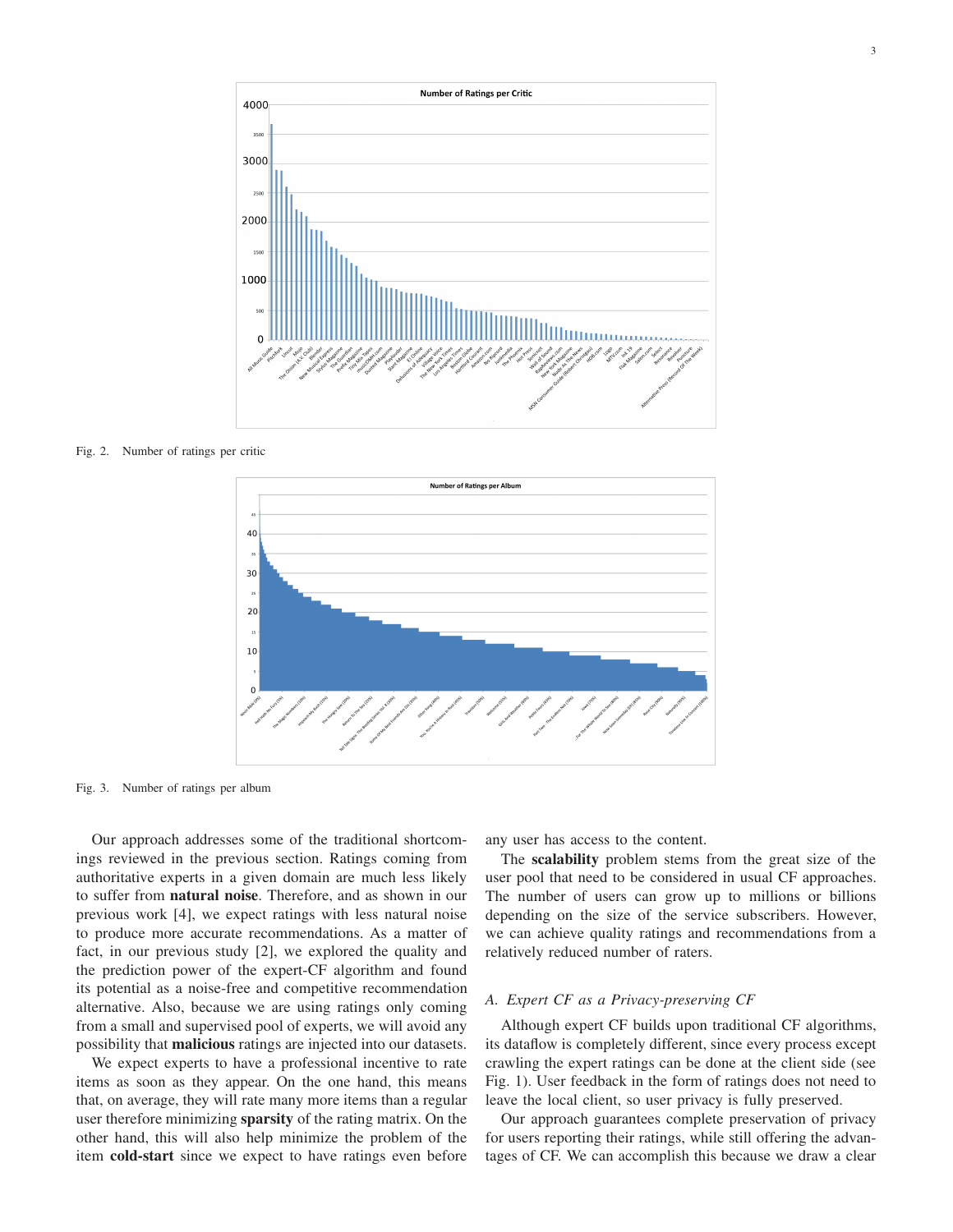Fig. 2. Number of ratings per critic

Fig. 3. Number of ratings per album

Our approach addresses some of the traditional shortcomings reviewed in the previous section. Ratings coming from authoritative experts in a given domain are much less likely to suffer from **natural noise**. Therefore, and as shown in our previous work [4], we expect ratings with less natural noise to produce more accurate recommendations. As a matter of fact, in our previous study [2], we explored the quality and the prediction power of the expert-CF algorithm and found its potential as a noise-free and competitive recommendation alternative. Also, because we are using ratings only coming from a small and supervised pool of experts, we will avoid any possibility that **malicious** ratings are injected into our datasets.

We expect experts to have a professional incentive to rate items as soon as they appear. On the one hand, this means that, on average, they will rate many more items than a regular user therefore minimizing **sparsity** of the rating matrix. On the other hand, this will also help minimize the problem of the item **cold-start** since we expect to have ratings even before any user has access to the content.

The **scalability** problem stems from the great size of the user pool that need to be considered in usual CF approaches. The number of users can grow up to millions or billions depending on the size of the service subscribers. However, we can achieve quality ratings and recommendations from a relatively reduced number of raters.

### A. Expert CF as a Privacy-preserving CF

Although expert CF builds upon traditional CF algorithms, its dataflow is completely different, since every process except crawling the expert ratings can be done at the client side (see Fig. 1). User feedback in the form of ratings does not need to leave the local client, so user privacy is fully preserved.

Our approach guarantees complete preservation of privacy for users reporting their ratings, while still offering the advantages of CF. We can accomplish this because we draw a clear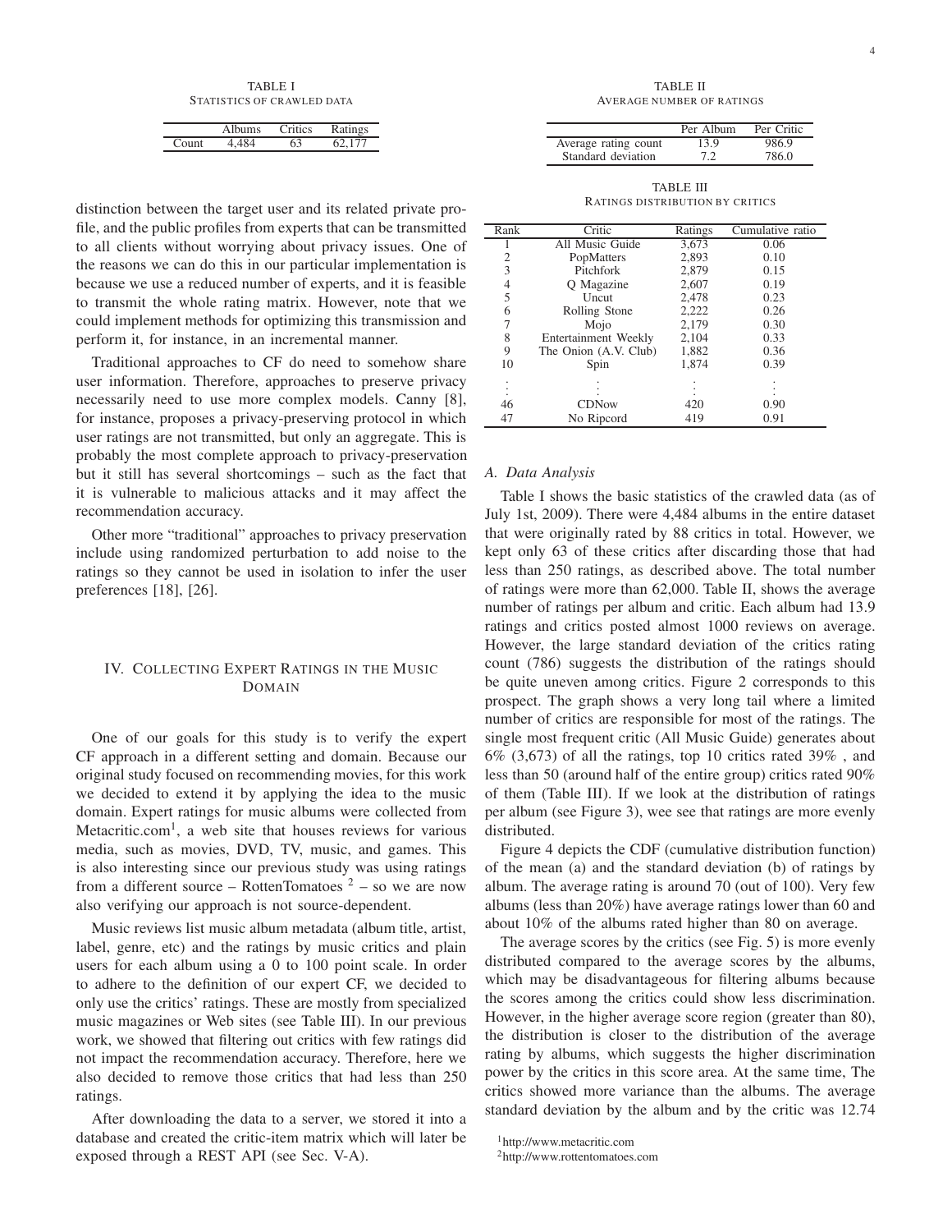TABLE I
STATISTICS OF CRAWLED DATA

|  | Albums | Critics | Ratings |
|---|---|---|---|
| Count | 4,484 | 63 | 62,177 |

distinction between the target user and its related private profile, and the public profiles from experts that can be transmitted to all clients without worrying about privacy issues. One of the reasons we can do this in our particular implementation is because we use a reduced number of experts, and it is feasible to transmit the whole rating matrix. However, note that we could implement methods for optimizing this transmission and perform it, for instance, in an incremental manner.

Traditional approaches to CF do need to somehow share user information. Therefore, approaches to preserve privacy necessarily need to use more complex models. Canny [8], for instance, proposes a privacy-preserving protocol in which user ratings are not transmitted, but only an aggregate. This is probably the most complete approach to privacy-preservation but it still has several shortcomings – such as the fact that it is vulnerable to malicious attacks and it may affect the recommendation accuracy.

Other more "traditional" approaches to privacy preservation include using randomized perturbation to add noise to the ratings so they cannot be used in isolation to infer the user preferences [18], [26].

## IV. Collecting Expert Ratings in the Music Domain

One of our goals for this study is to verify the expert CF approach in a different setting and domain. Because our original study focused on recommending movies, for this work we decided to extend it by applying the idea to the music domain. Expert ratings for music albums were collected from Metacritic.com[1], a web site that houses reviews for various media, such as movies, DVD, TV, music, and games. This is also interesting since our previous study was using ratings from a different source – RottenTomatoes [2] – so we are now also verifying our approach is not source-dependent.

Music reviews list music album metadata (album title, artist, label, genre, etc) and the ratings by music critics and plain users for each album using a 0 to 100 point scale. In order to adhere to the definition of our expert CF, we decided to only use the critics' ratings. These are mostly from specialized music magazines or Web sites (see Table III). In our previous work, we showed that filtering out critics with few ratings did not impact the recommendation accuracy. Therefore, here we also decided to remove those critics that had less than 250 ratings.

After downloading the data to a server, we stored it into a database and created the critic-item matrix which will later be exposed through a REST API (see Sec. V-A).

TABLE II
AVERAGE NUMBER OF RATINGS

|  | Per Album | Per Critic |
|---|---|---|
| Average rating count | 13.9 | 986.9 |
| Standard deviation | 7.2 | 786.0 |

TABLE III
RATINGS DISTRIBUTION BY CRITICS

| Rank | Critic | Ratings | Cumulative ratio |
|---|---|---|---|
| 1 | All Music Guide | 3,673 | 0.06 |
| 2 | PopMatters | 2,893 | 0.10 |
| 3 | Pitchfork | 2,879 | 0.15 |
| 4 | Q Magazine | 2,607 | 0.19 |
| 5 | Uncut | 2,478 | 0.23 |
| 6 | Rolling Stone | 2,222 | 0.26 |
| 7 | Mojo | 2,179 | 0.30 |
| 8 | Entertainment Weekly | 2,104 | 0.33 |
| 9 | The Onion (A.V. Club) | 1,882 | 0.36 |
| 10 | Spin | 1,874 | 0.39 |
| ⋮ | ⋮ | ⋮ | ⋮ |
| 46 | CDNow | 420 | 0.90 |
| 47 | No Ripcord | 419 | 0.91 |

### A. Data Analysis

Table I shows the basic statistics of the crawled data (as of July 1st, 2009). There were 4,484 albums in the entire dataset that were originally rated by 88 critics in total. However, we kept only 63 of these critics after discarding those that had less than 250 ratings, as described above. The total number of ratings were more than 62,000. Table II, shows the average number of ratings per album and critic. Each album had 13.9 ratings and critics posted almost 1000 reviews on average. However, the large standard deviation of the critics rating count (786) suggests the distribution of the ratings should be quite uneven among critics. Figure 2 corresponds to this prospect. The graph shows a very long tail where a limited number of critics are responsible for most of the ratings. The single most frequent critic (All Music Guide) generates about 6% (3,673) of all the ratings, top 10 critics rated 39% , and less than 50 (around half of the entire group) critics rated 90% of them (Table III). If we look at the distribution of ratings per album (see Figure 3), wee see that ratings are more evenly distributed.

Figure 4 depicts the CDF (cumulative distribution function) of the mean (a) and the standard deviation (b) of ratings by album. The average rating is around 70 (out of 100). Very few albums (less than 20%) have average ratings lower than 60 and about 10% of the albums rated higher than 80 on average.

The average scores by the critics (see Fig. 5) is more evenly distributed compared to the average scores by the albums, which may be disadvantageous for filtering albums because the scores among the critics could show less discrimination. However, in the higher average score region (greater than 80), the distribution is closer to the distribution of the average rating by albums, which suggests the higher discrimination power by the critics in this score area. At the same time, The critics showed more variance than the albums. The average standard deviation by the album and by the critic was 12.74

[1] http://www.metacritic.com

[2] http://www.rottentomatoes.com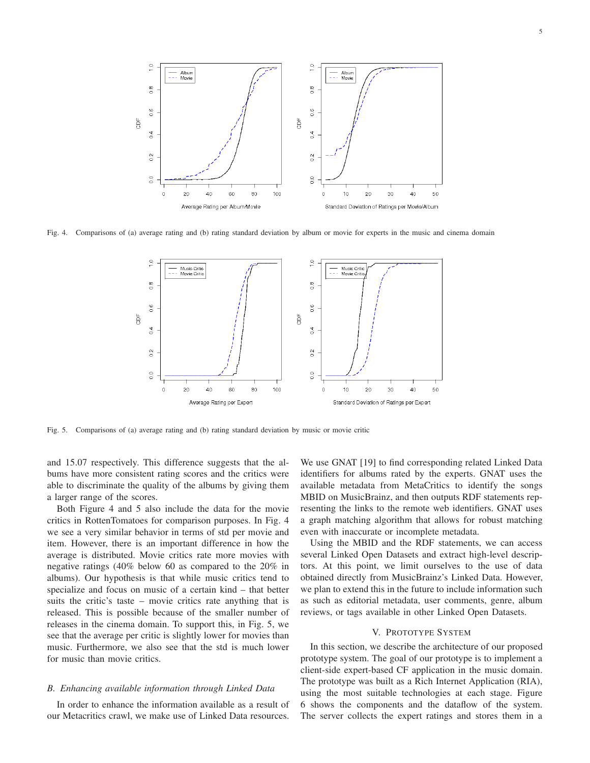Fig. 4. Comparisons of (a) average rating and (b) rating standard deviation by album or movie for experts in the music and cinema domain

Fig. 5. Comparisons of (a) average rating and (b) rating standard deviation by music or movie critic

and 15.07 respectively. This difference suggests that the albums have more consistent rating scores and the critics were able to discriminate the quality of the albums by giving them a larger range of the scores.

Both Figure 4 and 5 also include the data for the movie critics in RottenTomatoes for comparison purposes. In Fig. 4 we see a very similar behavior in terms of std per movie and item. However, there is an important difference in how the average is distributed. Movie critics rate more movies with negative ratings (40% below 60 as compared to the 20% in albums). Our hypothesis is that while music critics tend to specialize and focus on music of a certain kind – that better suits the critic's taste – movie critics rate anything that is released. This is possible because of the smaller number of releases in the cinema domain. To support this, in Fig. 5, we see that the average per critic is slightly lower for movies than music. Furthermore, we also see that the std is much lower for music than movie critics.

### *B. Enhancing available information through Linked Data*

In order to enhance the information available as a result of our Metacritics crawl, we make use of Linked Data resources. We use GNAT [19] to find corresponding related Linked Data identifiers for albums rated by the experts. GNAT uses the available metadata from MetaCritics to identify the songs MBID on MusicBrainz, and then outputs RDF statements representing the links to the remote web identifiers. GNAT uses a graph matching algorithm that allows for robust matching even with inaccurate or incomplete metadata.

Using the MBID and the RDF statements, we can access several Linked Open Datasets and extract high-level descriptors. At this point, we limit ourselves to the use of data obtained directly from MusicBrainz's Linked Data. However, we plan to extend this in the future to include information such as such as editorial metadata, user comments, genre, album reviews, or tags available in other Linked Open Datasets.

## V. Prototype System

In this section, we describe the architecture of our proposed prototype system. The goal of our prototype is to implement a client-side expert-based CF application in the music domain. The prototype was built as a Rich Internet Application (RIA), using the most suitable technologies at each stage. Figure 6 shows the components and the dataflow of the system. The server collects the expert ratings and stores them in a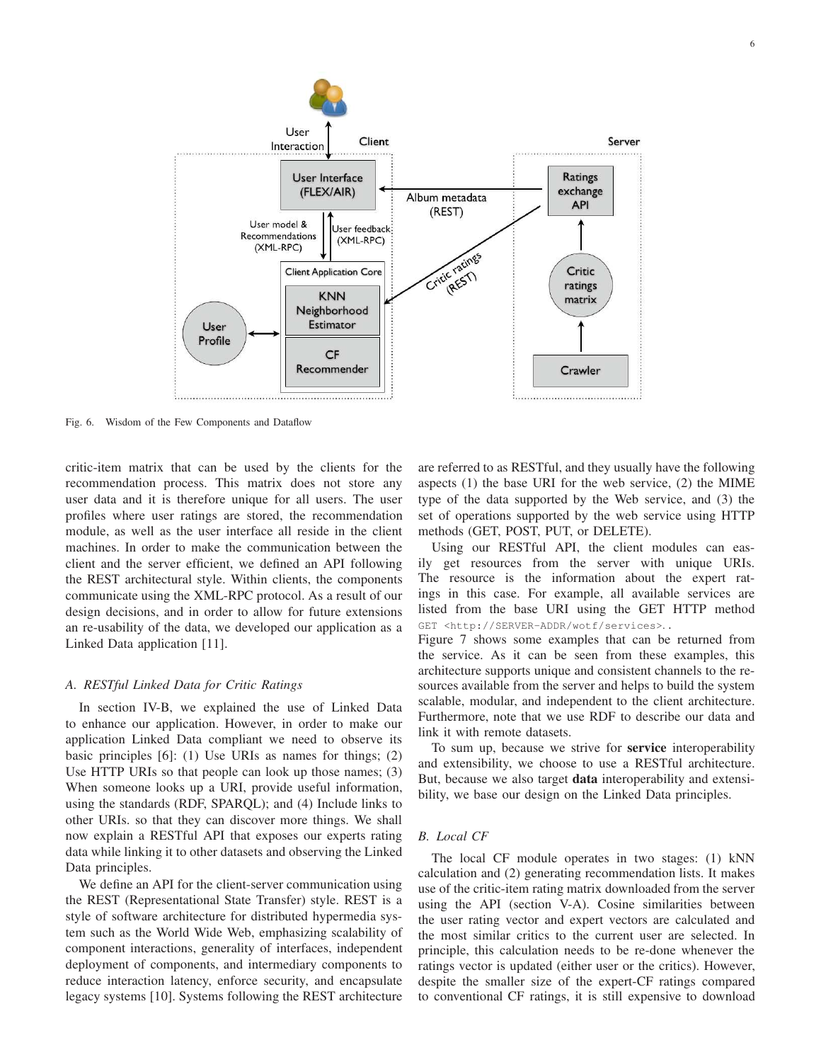Fig. 6. Wisdom of the Few Components and Dataflow

critic-item matrix that can be used by the clients for the recommendation process. This matrix does not store any user data and it is therefore unique for all users. The user profiles where user ratings are stored, the recommendation module, as well as the user interface all reside in the client machines. In order to make the communication between the client and the server efficient, we defined an API following the REST architectural style. Within clients, the components communicate using the XML-RPC protocol. As a result of our design decisions, and in order to allow for future extensions an re-usability of the data, we developed our application as a Linked Data application [11].

### A. RESTful Linked Data for Critic Ratings

In section IV-B, we explained the use of Linked Data to enhance our application. However, in order to make our application Linked Data compliant we need to observe its basic principles [6]: (1) Use URIs as names for things; (2) Use HTTP URIs so that people can look up those names; (3) When someone looks up a URI, provide useful information, using the standards (RDF, SPARQL); and (4) Include links to other URIs. so that they can discover more things. We shall now explain a RESTful API that exposes our experts rating data while linking it to other datasets and observing the Linked Data principles.

We define an API for the client-server communication using the REST (Representational State Transfer) style. REST is a style of software architecture for distributed hypermedia system such as the World Wide Web, emphasizing scalability of component interactions, generality of interfaces, independent deployment of components, and intermediary components to reduce interaction latency, enforce security, and encapsulate legacy systems [10]. Systems following the REST architecture are referred to as RESTful, and they usually have the following aspects (1) the base URI for the web service, (2) the MIME type of the data supported by the Web service, and (3) the set of operations supported by the web service using HTTP methods (GET, POST, PUT, or DELETE).

Using our RESTful API, the client modules can easily get resources from the server with unique URIs. The resource is the information about the expert ratings in this case. For example, all available services are listed from the base URI using the GET HTTP method `GET <http://SERVER-ADDR/wotf/services>`.. Figure 7 shows some examples that can be returned from the service. As it can be seen from these examples, this architecture supports unique and consistent channels to the resources available from the server and helps to build the system scalable, modular, and independent to the client architecture. Furthermore, note that we use RDF to describe our data and link it with remote datasets.

To sum up, because we strive for **service** interoperability and extensibility, we choose to use a RESTful architecture. But, because we also target **data** interoperability and extensibility, we base our design on the Linked Data principles.

### B. Local CF

The local CF module operates in two stages: (1) kNN calculation and (2) generating recommendation lists. It makes use of the critic-item rating matrix downloaded from the server using the API (section V-A). Cosine similarities between the user rating vector and expert vectors are calculated and the most similar critics to the current user are selected. In principle, this calculation needs to be re-done whenever the ratings vector is updated (either user or the critics). However, despite the smaller size of the expert-CF ratings compared to conventional CF ratings, it is still expensive to download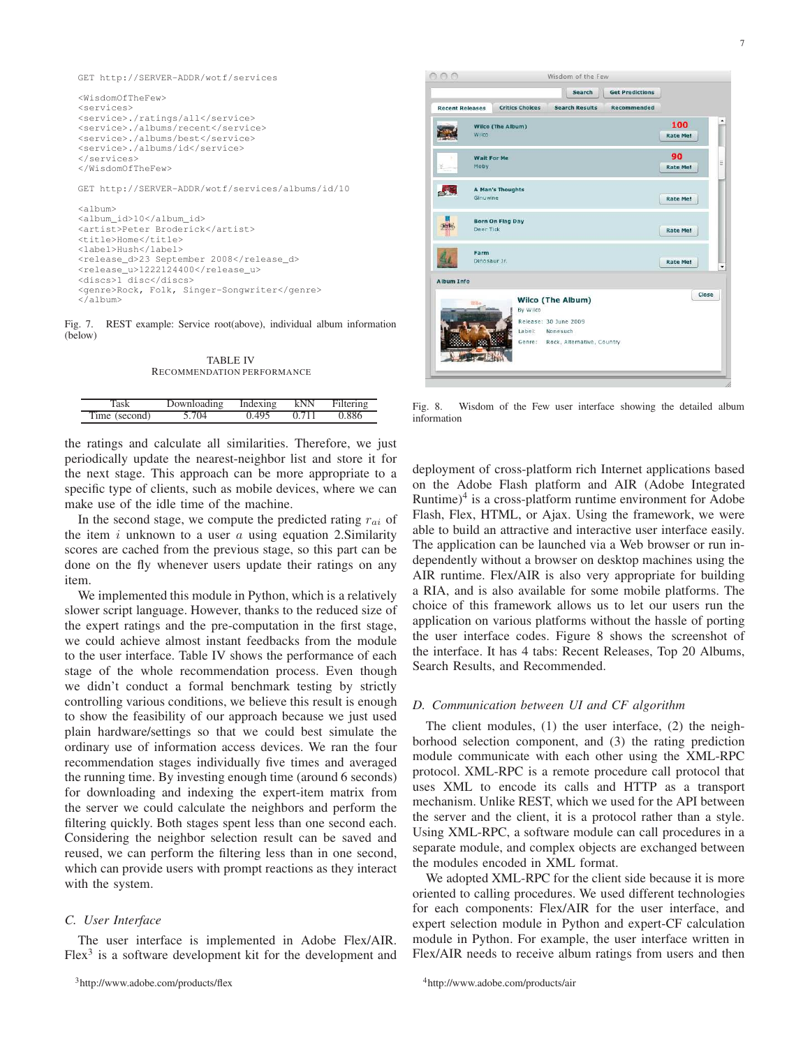```
GET http://SERVER-ADDR/wotf/services

<WisdomOfTheFew>
<services>
<service>./ratings/all</service>
<service>./albums/recent</service>
<service>./albums/best</service>
<service>./albums/id</service>
</services>
</WisdomOfTheFew>

GET http://SERVER-ADDR/wotf/services/albums/id/10

<album>
<album_id>10</album_id>
<artist>Peter Broderick</artist>
<title>Home</title>
<label>Hush</label>
<release_d>23 September 2008</release_d>
<release_u>1222124400</release_u>
<discs>1 disc</discs>
<genre>Rock, Folk, Singer-Songwriter</genre>
</album>
```

Fig. 7. REST example: Service root(above), individual album information (below)

TABLE IV
RECOMMENDATION PERFORMANCE

| Task | Downloading | Indexing | kNN | Filtering |
|---|---|---|---|---|
| Time (second) | 5.704 | 0.495 | 0.711 | 0.886 |

the ratings and calculate all similarities. Therefore, we just periodically update the nearest-neighbor list and store it for the next stage. This approach can be more appropriate to a specific type of clients, such as mobile devices, where we can make use of the idle time of the machine.

In the second stage, we compute the predicted rating $r_{ai}$ of the item $i$ unknown to a user $a$ using equation 2.Similarity scores are cached from the previous stage, so this part can be done on the fly whenever users update their ratings on any item.

We implemented this module in Python, which is a relatively slower script language. However, thanks to the reduced size of the expert ratings and the pre-computation in the first stage, we could achieve almost instant feedbacks from the module to the user interface. Table IV shows the performance of each stage of the whole recommendation process. Even though we didn't conduct a formal benchmark testing by strictly controlling various conditions, we believe this result is enough to show the feasibility of our approach because we just used plain hardware/settings so that we could best simulate the ordinary use of information access devices. We ran the four recommendation stages individually five times and averaged the running time. By investing enough time (around 6 seconds) for downloading and indexing the expert-item matrix from the server we could calculate the neighbors and perform the filtering quickly. Both stages spent less than one second each. Considering the neighbor selection result can be saved and reused, we can perform the filtering less than in one second, which can provide users with prompt reactions as they interact with the system.

### C. User Interface

The user interface is implemented in Adobe Flex/AIR. Flex[3] is a software development kit for the development and deployment of cross-platform rich Internet applications based on the Adobe Flash platform and AIR (Adobe Integrated Runtime)[4] is a cross-platform runtime environment for Adobe Flash, Flex, HTML, or Ajax. Using the framework, we were able to build an attractive and interactive user interface easily. The application can be launched via a Web browser or run independently without a browser on desktop machines using the AIR runtime. Flex/AIR is also very appropriate for building a RIA, and is also available for some mobile platforms. The choice of this framework allows us to let our users run the application on various platforms without the hassle of porting the user interface codes. Figure 8 shows the screenshot of the interface. It has 4 tabs: Recent Releases, Top 20 Albums, Search Results, and Recommended.

Fig. 8. Wisdom of the Few user interface showing the detailed album information

### D. Communication between UI and CF algorithm

The client modules, (1) the user interface, (2) the neighborhood selection component, and (3) the rating prediction module communicate with each other using the XML-RPC protocol. XML-RPC is a remote procedure call protocol that uses XML to encode its calls and HTTP as a transport mechanism. Unlike REST, which we used for the API between the server and the client, it is a protocol rather than a style. Using XML-RPC, a software module can call procedures in a separate module, and complex objects are exchanged between the modules encoded in XML format.

We adopted XML-RPC for the client side because it is more oriented to calling procedures. We used different technologies for each components: Flex/AIR for the user interface, and expert selection module in Python and expert-CF calculation module in Python. For example, the user interface written in Flex/AIR needs to receive album ratings from users and then

[3]http://www.adobe.com/products/flex

[4]http://www.adobe.com/products/air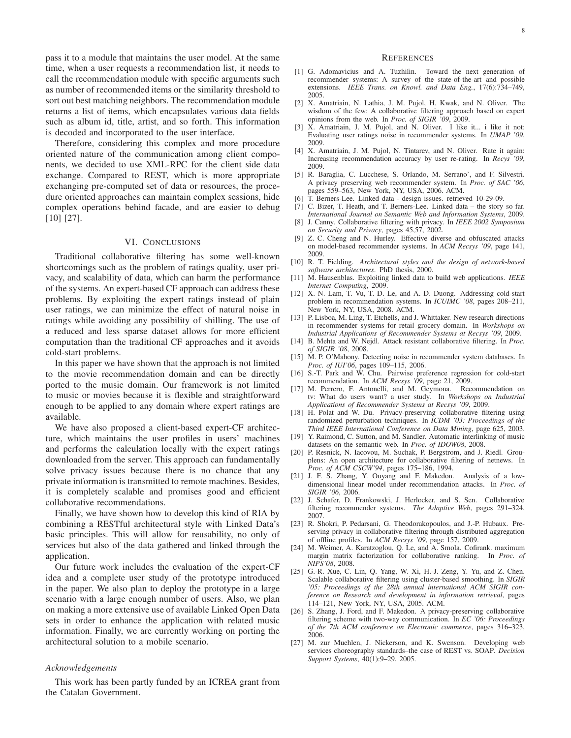pass it to a module that maintains the user model. At the same time, when a user requests a recommendation list, it needs to call the recommendation module with specific arguments such as number of recommended items or the similarity threshold to sort out best matching neighbors. The recommendation module returns a list of items, which encapsulates various data fields such as album id, title, artist, and so forth. This information is decoded and incorporated to the user interface.

Therefore, considering this complex and more procedure oriented nature of the communication among client components, we decided to use XML-RPC for the client side data exchange. Compared to REST, which is more appropriate exchanging pre-computed set of data or resources, the procedure oriented approaches can maintain complex sessions, hide complex operations behind facade, and are easier to debug [10] [27].

## VI. Conclusions

Traditional collaborative filtering has some well-known shortcomings such as the problem of ratings quality, user privacy, and scalability of data, which can harm the performance of the systems. An expert-based CF approach can address these problems. By exploiting the expert ratings instead of plain user ratings, we can minimize the effect of natural noise in ratings while avoiding any possibility of shilling. The use of a reduced and less sparse dataset allows for more efficient computation than the traditional CF approaches and it avoids cold-start problems.

In this paper we have shown that the approach is not limited to the movie recommendation domain and can be directly ported to the music domain. Our framework is not limited to music or movies because it is flexible and straightforward enough to be applied to any domain where expert ratings are available.

We have also proposed a client-based expert-CF architecture, which maintains the user profiles in users' machines and performs the calculation locally with the expert ratings downloaded from the server. This approach can fundamentally solve privacy issues because there is no chance that any private information is transmitted to remote machines. Besides, it is completely scalable and promises good and efficient collaborative recommendations.

Finally, we have shown how to develop this kind of RIA by combining a RESTful architectural style with Linked Data's basic principles. This will allow for reusability, no only of services but also of the data gathered and linked through the application.

Our future work includes the evaluation of the expert-CF idea and a complete user study of the prototype introduced in the paper. We also plan to deploy the prototype in a large scenario with a large enough number of users. Also, we plan on making a more extensive use of available Linked Open Data sets in order to enhance the application with related music information. Finally, we are currently working on porting the architectural solution to a mobile scenario.

### Acknowledgements

This work has been partly funded by an ICREA grant from the Catalan Government.

## References

[1] G. Adomavicius and A. Tuzhilin. Toward the next generation of recommender systems: A survey of the state-of-the-art and possible extensions. *IEEE Trans. on Knowl. and Data Eng.*, 17(6):734–749, 2005.

[2] X. Amatriain, N. Lathia, J. M. Pujol, H. Kwak, and N. Oliver. The wisdom of the few: A collaborative filtering approach based on expert opinions from the web. In *Proc. of SIGIR '09*, 2009.

[3] X. Amatriain, J. M. Pujol, and N. Oliver. I like it... i like it not: Evaluating user ratings noise in recommender systems. In *UMAP '09*, 2009.

[4] X. Amatriain, J. M. Pujol, N. Tintarev, and N. Oliver. Rate it again: Increasing recommendation accuracy by user re-rating. In *Recys '09*, 2009.

[5] R. Baraglia, C. Lucchese, S. Orlando, M. Serrano', and F. Silvestri. A privacy preserving web recommender system. In *Proc. of SAC '06*, pages 559–563, New York, NY, USA, 2006. ACM.

[6] T. Berners-Lee. Linked data - design issues. retrieved 10-29-09.

[7] C. Bizer, T. Heath, and T. Berners-Lee. Linked data – the story so far. *International Journal on Semantic Web and Information Systems*, 2009.

[8] J. Canny. Collaborative filtering with privacy. In *IEEE 2002 Symposium on Security and Privacy*, pages 45,57, 2002.

[9] Z. C. Cheng and N. Hurley. Effective diverse and obfuscated attacks on model-based recommender systems. In *ACM Recsys '09*, page 141, 2009.

[10] R. T. Fielding. *Architectural styles and the design of network-based software architectures*. PhD thesis, 2000.

[11] M. Hausenblas. Exploiting linked data to build web applications. *IEEE Internet Computing*, 2009.

[12] X. N. Lam, T. Vu, T. D. Le, and A. D. Duong. Addressing cold-start problem in recommendation systems. In *ICUIMC '08*, pages 208–211, New York, NY, USA, 2008. ACM.

[13] P. Lisboa, M. Ling, T. Etchells, and J. Whittaker. New research directions in recommender systems for retail grocery domain. In *Workshops on Industrial Applications of Recommender Systems at Recsys '09*, 2009.

[14] B. Mehta and W. Nejdl. Attack resistant collaborative filtering. In *Proc. of SIGIR '08*, 2008.

[15] M. P. O'Mahony. Detecting noise in recommender system databases. In *Proc. of IUI'06*, pages 109–115, 2006.

[16] S.-T. Park and W. Chu. Pairwise preference regression for cold-start recommendation. In *ACM Recsys '09*, page 21, 2009.

[17] M. Perrero, F. Antonelli, and M. Geymona. Recommendation on tv: What do users want? a user study. In *Workshops on Industrial Applications of Recommender Systems at Recsys '09*, 2009.

[18] H. Polat and W. Du. Privacy-preserving collaborative filtering using randomized perturbation techniques. In *ICDM '03: Proceedings of the Third IEEE International Conference on Data Mining*, page 625, 2003.

[19] Y. Raimond, C. Sutton, and M. Sandler. Automatic interlinking of music datasets on the semantic web. In *Proc. of IDOW08*, 2008.

[20] P. Resnick, N. Iacovou, M. Suchak, P. Bergstrom, and J. Riedl. Grouplens: An open architecture for collaborative filtering of netnews. In *Proc. of ACM CSCW'94*, pages 175–186, 1994.

[21] J. F. S. Zhang, Y. Ouyang and F. Makedon. Analysis of a low-dimensional linear model under recommendation attacks. In *Proc. of SIGIR '06*, 2006.

[22] J. Schafer, D. Frankowski, J. Herlocker, and S. Sen. Collaborative filtering recommender systems. *The Adaptive Web*, pages 291–324, 2007.

[23] R. Shokri, P. Pedarsani, G. Theodorakopoulos, and J.-P. Hubaux. Preserving privacy in collaborative filtering through distributed aggregation of offline profiles. In *ACM Recsys '09*, page 157, 2009.

[24] M. Weimer, A. Karatzoglou, Q. Le, and A. Smola. Cofirank. maximum margin matrix factorization for collaborative ranking. In *Proc. of NIPS'08*, 2008.

[25] G.-R. Xue, C. Lin, Q. Yang, W. Xi, H.-J. Zeng, Y. Yu, and Z. Chen. Scalable collaborative filtering using cluster-based smoothing. In *SIGIR '05: Proceedings of the 28th annual international ACM SIGIR conference on Research and development in information retrieval*, pages 114–121, New York, NY, USA, 2005. ACM.

[26] S. Zhang, J. Ford, and F. Makedon. A privacy-preserving collaborative filtering scheme with two-way communication. In *EC '06: Proceedings of the 7th ACM conference on Electronic commerce*, pages 316–323, 2006.

[27] M. zur Muehlen, J. Nickerson, and K. Swenson. Developing web services choreography standards–the case of REST vs. SOAP. *Decision Support Systems*, 40(1):9–29, 2005.